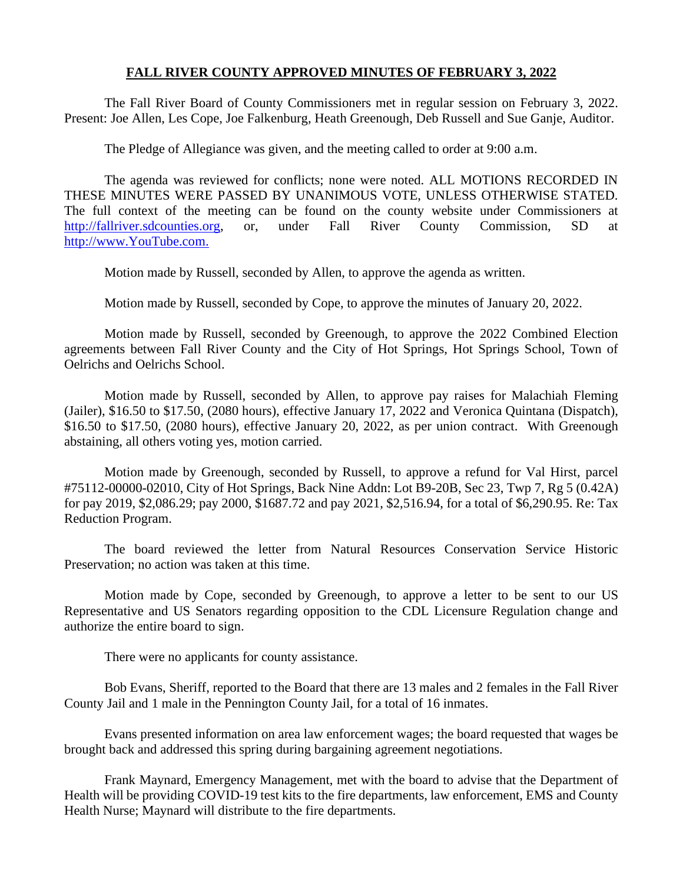# FALL RIVER COUNTY APPROVED MINUTES OF FEBRUARY 3, 2022

The Fall River Board of County Commissioners met in regular session on February 3, 2022. Present: Joe Allen, Les Cope, Joe Falkenburg, Heath Greenough, Deb Russell and Sue Ganje, Auditor.

The Pledge of Allegiance was given, and the meeting called to order at 9:00 a.m.

The agenda was reviewed for conflicts; none were noted. ALL MOTIONS RECORDED IN THESE MINUTES WERE PASSED BY UNANIMOUS VOTE, UNLESS OTHERWISE STATED. The full context of the meeting can be found on the county website under Commissioners at http://fallriver.sdcounties.org, or, under Fall River County Commission, SD at http://www.YouTube.com.

Motion made by Russell, seconded by Allen, to approve the agenda as written.

Motion made by Russell, seconded by Cope, to approve the minutes of January 20, 2022.

Motion made by Russell, seconded by Greenough, to approve the 2022 Combined Election agreements between Fall River County and the City of Hot Springs, Hot Springs School, Town of Oelrichs and Oelrichs School.

Motion made by Russell, seconded by Allen, to approve pay raises for Malachiah Fleming (Jailer), $16.50 to $17.50, (2080 hours), effective January 17, 2022 and Veronica Quintana (Dispatch), $16.50 to $17.50, (2080 hours), effective January 20, 2022, as per union contract. With Greenough abstaining, all others voting yes, motion carried.

Motion made by Greenough, seconded by Russell, to approve a refund for Val Hirst, parcel #75112-00000-02010, City of Hot Springs, Back Nine Addn: Lot B9-20B, Sec 23, Twp 7, Rg 5 (0.42A) for pay 2019, $2,086.29; pay 2000, $1687.72 and pay 2021, $2,516.94, for a total of $6,290.95. Re: Tax Reduction Program.

The board reviewed the letter from Natural Resources Conservation Service Historic Preservation; no action was taken at this time.

Motion made by Cope, seconded by Greenough, to approve a letter to be sent to our US Representative and US Senators regarding opposition to the CDL Licensure Regulation change and authorize the entire board to sign.

There were no applicants for county assistance.

Bob Evans, Sheriff, reported to the Board that there are 13 males and 2 females in the Fall River County Jail and 1 male in the Pennington County Jail, for a total of 16 inmates.

Evans presented information on area law enforcement wages; the board requested that wages be brought back and addressed this spring during bargaining agreement negotiations.

Frank Maynard, Emergency Management, met with the board to advise that the Department of Health will be providing COVID-19 test kits to the fire departments, law enforcement, EMS and County Health Nurse; Maynard will distribute to the fire departments.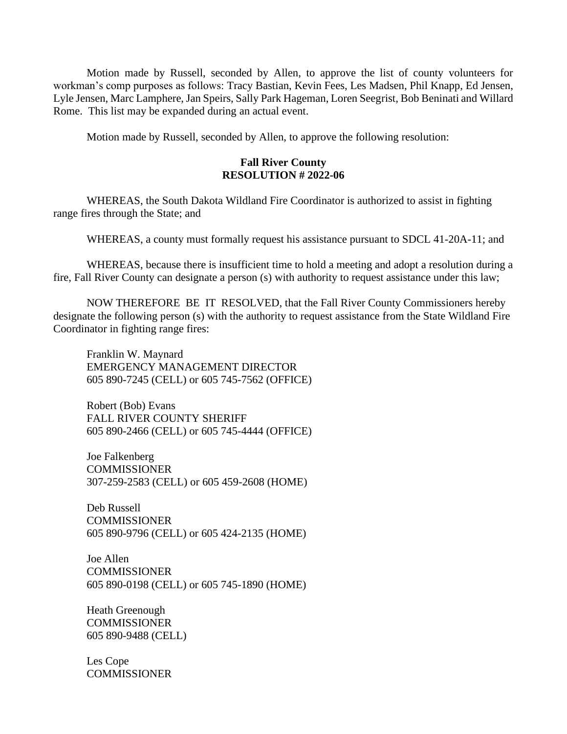Motion made by Russell, seconded by Allen, to approve the list of county volunteers for workman's comp purposes as follows: Tracy Bastian, Kevin Fees, Les Madsen, Phil Knapp, Ed Jensen, Lyle Jensen, Marc Lamphere, Jan Speirs, Sally Park Hageman, Loren Seegrist, Bob Beninati and Willard Rome. This list may be expanded during an actual event.

Motion made by Russell, seconded by Allen, to approve the following resolution:

**Fall River County**
**RESOLUTION # 2022-06**

WHEREAS, the South Dakota Wildland Fire Coordinator is authorized to assist in fighting range fires through the State; and

WHEREAS, a county must formally request his assistance pursuant to SDCL 41-20A-11; and

WHEREAS, because there is insufficient time to hold a meeting and adopt a resolution during a fire, Fall River County can designate a person (s) with authority to request assistance under this law;

NOW THEREFORE BE IT RESOLVED, that the Fall River County Commissioners hereby designate the following person (s) with the authority to request assistance from the State Wildland Fire Coordinator in fighting range fires:

Franklin W. Maynard
EMERGENCY MANAGEMENT DIRECTOR
605 890-7245 (CELL) or 605 745-7562 (OFFICE)

Robert (Bob) Evans
FALL RIVER COUNTY SHERIFF
605 890-2466 (CELL) or 605 745-4444 (OFFICE)

Joe Falkenberg
COMMISSIONER
307-259-2583 (CELL) or 605 459-2608 (HOME)

Deb Russell
COMMISSIONER
605 890-9796 (CELL) or 605 424-2135 (HOME)

Joe Allen
COMMISSIONER
605 890-0198 (CELL) or 605 745-1890 (HOME)

Heath Greenough
COMMISSIONER
605 890-9488 (CELL)

Les Cope
COMMISSIONER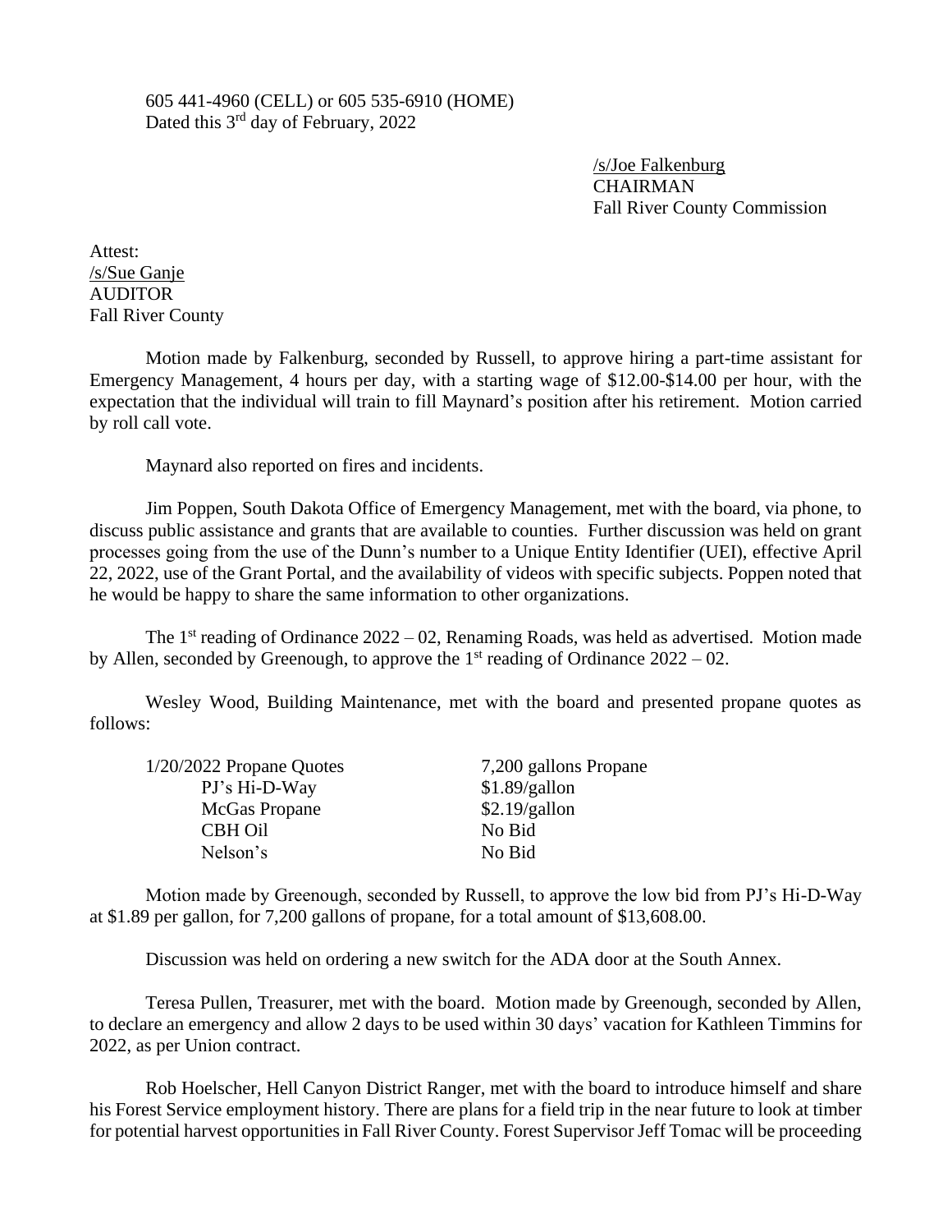605 441-4960 (CELL) or 605 535-6910 (HOME)
Dated this 3rd day of February, 2022

/s/Joe Falkenburg
CHAIRMAN
Fall River County Commission

Attest:
/s/Sue Ganje
AUDITOR
Fall River County

Motion made by Falkenburg, seconded by Russell, to approve hiring a part-time assistant for Emergency Management, 4 hours per day, with a starting wage of $12.00-$14.00 per hour, with the expectation that the individual will train to fill Maynard's position after his retirement. Motion carried by roll call vote.

Maynard also reported on fires and incidents.

Jim Poppen, South Dakota Office of Emergency Management, met with the board, via phone, to discuss public assistance and grants that are available to counties. Further discussion was held on grant processes going from the use of the Dunn's number to a Unique Entity Identifier (UEI), effective April 22, 2022, use of the Grant Portal, and the availability of videos with specific subjects. Poppen noted that he would be happy to share the same information to other organizations.

The 1st reading of Ordinance 2022 – 02, Renaming Roads, was held as advertised. Motion made by Allen, seconded by Greenough, to approve the 1st reading of Ordinance 2022 – 02.

Wesley Wood, Building Maintenance, met with the board and presented propane quotes as follows:

| 1/20/2022 Propane Quotes | 7,200 gallons Propane |
|---|---|
| PJ's Hi-D-Way | $1.89/gallon |
| McGas Propane | $2.19/gallon |
| CBH Oil | No Bid |
| Nelson's | No Bid |

Motion made by Greenough, seconded by Russell, to approve the low bid from PJ's Hi-D-Way at $1.89 per gallon, for 7,200 gallons of propane, for a total amount of $13,608.00.

Discussion was held on ordering a new switch for the ADA door at the South Annex.

Teresa Pullen, Treasurer, met with the board. Motion made by Greenough, seconded by Allen, to declare an emergency and allow 2 days to be used within 30 days' vacation for Kathleen Timmins for 2022, as per Union contract.

Rob Hoelscher, Hell Canyon District Ranger, met with the board to introduce himself and share his Forest Service employment history. There are plans for a field trip in the near future to look at timber for potential harvest opportunities in Fall River County. Forest Supervisor Jeff Tomac will be proceeding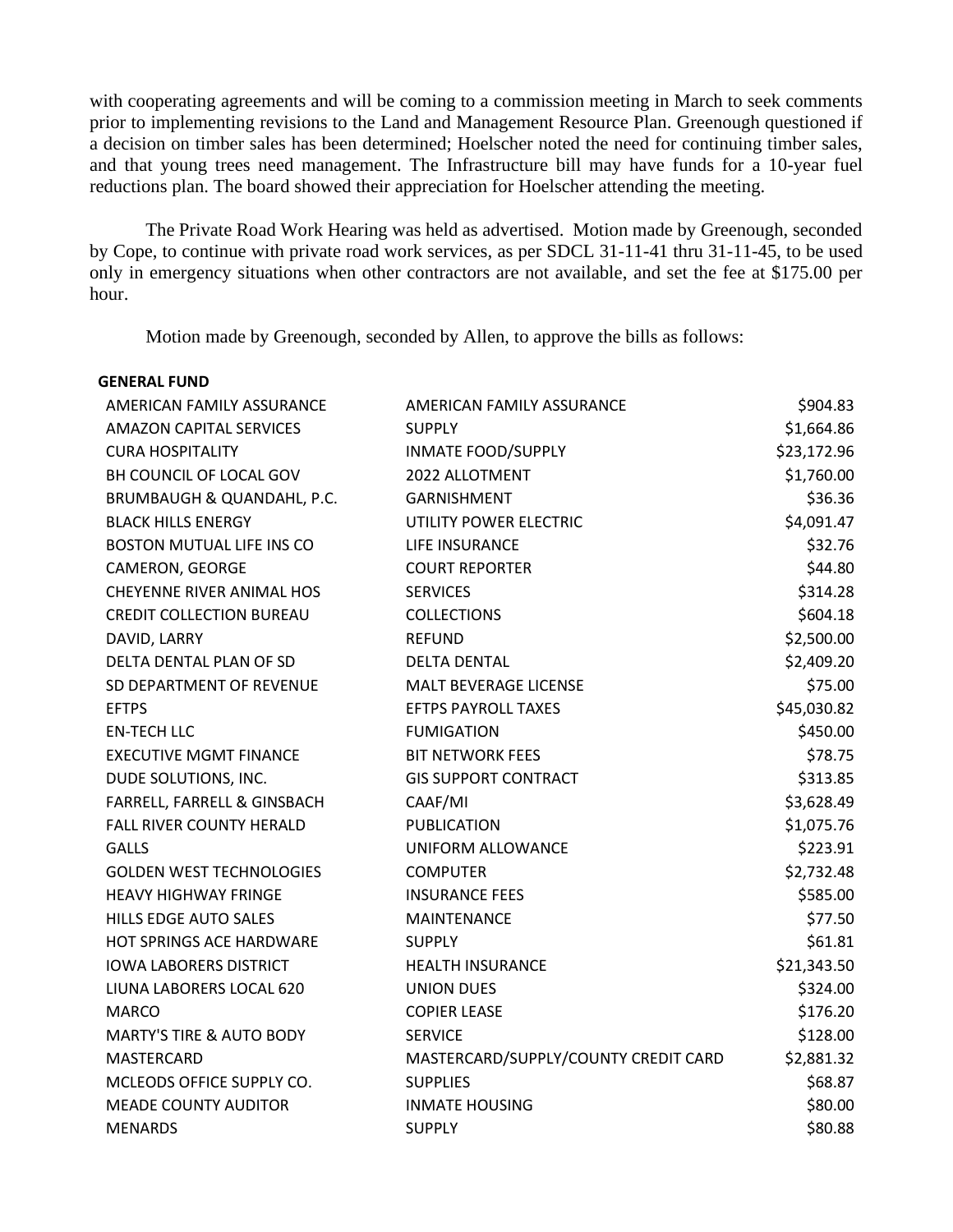with cooperating agreements and will be coming to a commission meeting in March to seek comments prior to implementing revisions to the Land and Management Resource Plan. Greenough questioned if a decision on timber sales has been determined; Hoelscher noted the need for continuing timber sales, and that young trees need management. The Infrastructure bill may have funds for a 10-year fuel reductions plan. The board showed their appreciation for Hoelscher attending the meeting.

The Private Road Work Hearing was held as advertised. Motion made by Greenough, seconded by Cope, to continue with private road work services, as per SDCL 31-11-41 thru 31-11-45, to be used only in emergency situations when other contractors are not available, and set the fee at $175.00 per hour.

Motion made by Greenough, seconded by Allen, to approve the bills as follows:

| **GENERAL FUND** | | |
|---|---|---|
| AMERICAN FAMILY ASSURANCE | AMERICAN FAMILY ASSURANCE | $904.83 |
| AMAZON CAPITAL SERVICES | SUPPLY | $1,664.86 |
| CURA HOSPITALITY | INMATE FOOD/SUPPLY | $23,172.96 |
| BH COUNCIL OF LOCAL GOV | 2022 ALLOTMENT | $1,760.00 |
| BRUMBAUGH & QUANDAHL, P.C. | GARNISHMENT | $36.36 |
| BLACK HILLS ENERGY | UTILITY POWER ELECTRIC | $4,091.47 |
| BOSTON MUTUAL LIFE INS CO | LIFE INSURANCE | $32.76 |
| CAMERON, GEORGE | COURT REPORTER | $44.80 |
| CHEYENNE RIVER ANIMAL HOS | SERVICES | $314.28 |
| CREDIT COLLECTION BUREAU | COLLECTIONS | $604.18 |
| DAVID, LARRY | REFUND | $2,500.00 |
| DELTA DENTAL PLAN OF SD | DELTA DENTAL | $2,409.20 |
| SD DEPARTMENT OF REVENUE | MALT BEVERAGE LICENSE | $75.00 |
| EFTPS | EFTPS PAYROLL TAXES | $45,030.82 |
| EN-TECH LLC | FUMIGATION | $450.00 |
| EXECUTIVE MGMT FINANCE | BIT NETWORK FEES | $78.75 |
| DUDE SOLUTIONS, INC. | GIS SUPPORT CONTRACT | $313.85 |
| FARRELL, FARRELL & GINSBACH | CAAF/MI | $3,628.49 |
| FALL RIVER COUNTY HERALD | PUBLICATION | $1,075.76 |
| GALLS | UNIFORM ALLOWANCE | $223.91 |
| GOLDEN WEST TECHNOLOGIES | COMPUTER | $2,732.48 |
| HEAVY HIGHWAY FRINGE | INSURANCE FEES | $585.00 |
| HILLS EDGE AUTO SALES | MAINTENANCE | $77.50 |
| HOT SPRINGS ACE HARDWARE | SUPPLY | $61.81 |
| IOWA LABORERS DISTRICT | HEALTH INSURANCE | $21,343.50 |
| LIUNA LABORERS LOCAL 620 | UNION DUES | $324.00 |
| MARCO | COPIER LEASE | $176.20 |
| MARTY'S TIRE & AUTO BODY | SERVICE | $128.00 |
| MASTERCARD | MASTERCARD/SUPPLY/COUNTY CREDIT CARD | $2,881.32 |
| MCLEODS OFFICE SUPPLY CO. | SUPPLIES | $68.87 |
| MEADE COUNTY AUDITOR | INMATE HOUSING | $80.00 |
| MENARDS | SUPPLY | $80.88 |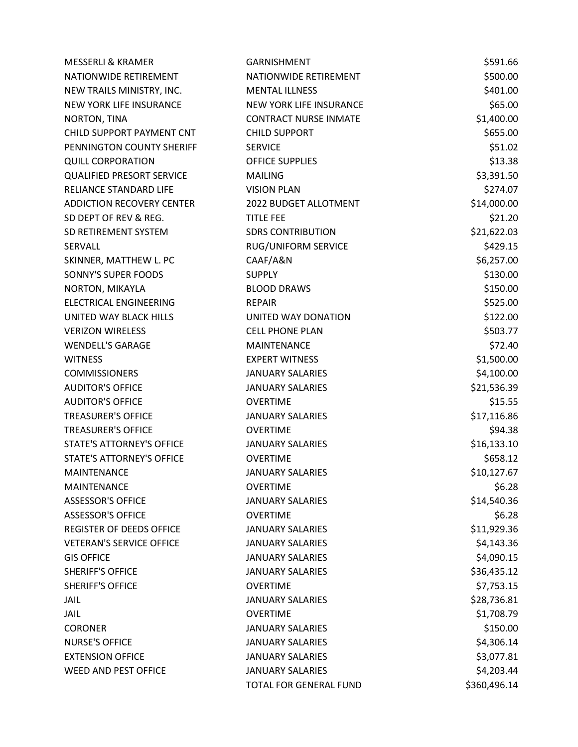| | | |
|---|---|---|
| MESSERLI & KRAMER | GARNISHMENT | $591.66 |
| NATIONWIDE RETIREMENT | NATIONWIDE RETIREMENT | $500.00 |
| NEW TRAILS MINISTRY, INC. | MENTAL ILLNESS | $401.00 |
| NEW YORK LIFE INSURANCE | NEW YORK LIFE INSURANCE | $65.00 |
| NORTON, TINA | CONTRACT NURSE INMATE | $1,400.00 |
| CHILD SUPPORT PAYMENT CNT | CHILD SUPPORT | $655.00 |
| PENNINGTON COUNTY SHERIFF | SERVICE | $51.02 |
| QUILL CORPORATION | OFFICE SUPPLIES | $13.38 |
| QUALIFIED PRESORT SERVICE | MAILING | $3,391.50 |
| RELIANCE STANDARD LIFE | VISION PLAN | $274.07 |
| ADDICTION RECOVERY CENTER | 2022 BUDGET ALLOTMENT | $14,000.00 |
| SD DEPT OF REV & REG. | TITLE FEE | $21.20 |
| SD RETIREMENT SYSTEM | SDRS CONTRIBUTION | $21,622.03 |
| SERVALL | RUG/UNIFORM SERVICE | $429.15 |
| SKINNER, MATTHEW L. PC | CAAF/A&N | $6,257.00 |
| SONNY'S SUPER FOODS | SUPPLY | $130.00 |
| NORTON, MIKAYLA | BLOOD DRAWS | $150.00 |
| ELECTRICAL ENGINEERING | REPAIR | $525.00 |
| UNITED WAY BLACK HILLS | UNITED WAY DONATION | $122.00 |
| VERIZON WIRELESS | CELL PHONE PLAN | $503.77 |
| WENDELL'S GARAGE | MAINTENANCE | $72.40 |
| WITNESS | EXPERT WITNESS | $1,500.00 |
| COMMISSIONERS | JANUARY SALARIES | $4,100.00 |
| AUDITOR'S OFFICE | JANUARY SALARIES | $21,536.39 |
| AUDITOR'S OFFICE | OVERTIME | $15.55 |
| TREASURER'S OFFICE | JANUARY SALARIES | $17,116.86 |
| TREASURER'S OFFICE | OVERTIME | $94.38 |
| STATE'S ATTORNEY'S OFFICE | JANUARY SALARIES | $16,133.10 |
| STATE'S ATTORNEY'S OFFICE | OVERTIME | $658.12 |
| MAINTENANCE | JANUARY SALARIES | $10,127.67 |
| MAINTENANCE | OVERTIME | $6.28 |
| ASSESSOR'S OFFICE | JANUARY SALARIES | $14,540.36 |
| ASSESSOR'S OFFICE | OVERTIME | $6.28 |
| REGISTER OF DEEDS OFFICE | JANUARY SALARIES | $11,929.36 |
| VETERAN'S SERVICE OFFICE | JANUARY SALARIES | $4,143.36 |
| GIS OFFICE | JANUARY SALARIES | $4,090.15 |
| SHERIFF'S OFFICE | JANUARY SALARIES | $36,435.12 |
| SHERIFF'S OFFICE | OVERTIME | $7,753.15 |
| JAIL | JANUARY SALARIES | $28,736.81 |
| JAIL | OVERTIME | $1,708.79 |
| CORONER | JANUARY SALARIES | $150.00 |
| NURSE'S OFFICE | JANUARY SALARIES | $4,306.14 |
| EXTENSION OFFICE | JANUARY SALARIES | $3,077.81 |
| WEED AND PEST OFFICE | JANUARY SALARIES | $4,203.44 |
| | TOTAL FOR GENERAL FUND | $360,496.14 |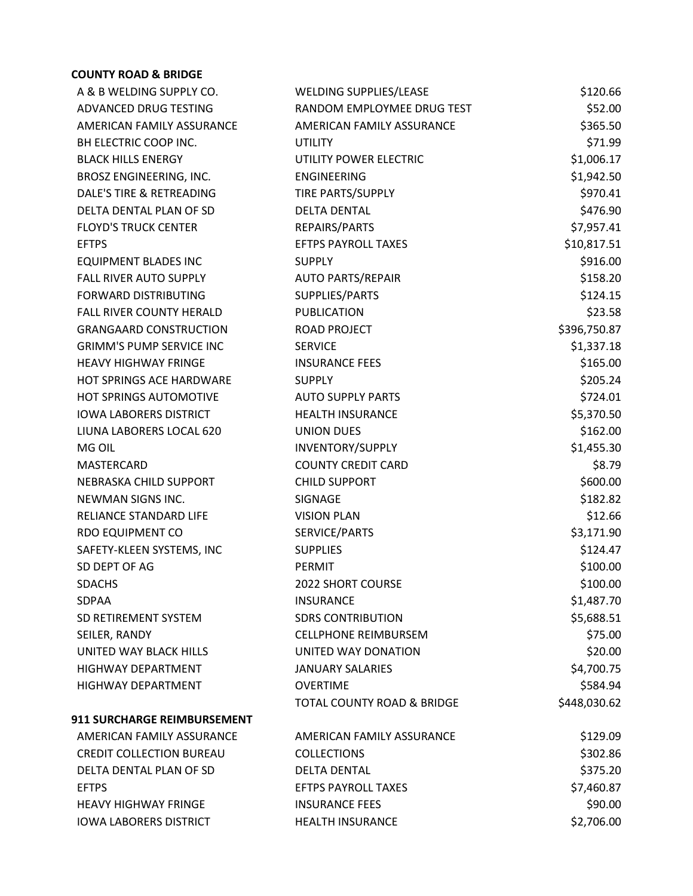**COUNTY ROAD & BRIDGE**

| | | |
|---|---|---|
| A & B WELDING SUPPLY CO. | WELDING SUPPLIES/LEASE | $120.66 |
| ADVANCED DRUG TESTING | RANDOM EMPLOYMEE DRUG TEST | $52.00 |
| AMERICAN FAMILY ASSURANCE | AMERICAN FAMILY ASSURANCE | $365.50 |
| BH ELECTRIC COOP INC. | UTILITY | $71.99 |
| BLACK HILLS ENERGY | UTILITY POWER ELECTRIC | $1,006.17 |
| BROSZ ENGINEERING, INC. | ENGINEERING | $1,942.50 |
| DALE'S TIRE & RETREADING | TIRE PARTS/SUPPLY | $970.41 |
| DELTA DENTAL PLAN OF SD | DELTA DENTAL | $476.90 |
| FLOYD'S TRUCK CENTER | REPAIRS/PARTS | $7,957.41 |
| EFTPS | EFTPS PAYROLL TAXES | $10,817.51 |
| EQUIPMENT BLADES INC | SUPPLY | $916.00 |
| FALL RIVER AUTO SUPPLY | AUTO PARTS/REPAIR | $158.20 |
| FORWARD DISTRIBUTING | SUPPLIES/PARTS | $124.15 |
| FALL RIVER COUNTY HERALD | PUBLICATION | $23.58 |
| GRANGAARD CONSTRUCTION | ROAD PROJECT | $396,750.87 |
| GRIMM'S PUMP SERVICE INC | SERVICE | $1,337.18 |
| HEAVY HIGHWAY FRINGE | INSURANCE FEES | $165.00 |
| HOT SPRINGS ACE HARDWARE | SUPPLY | $205.24 |
| HOT SPRINGS AUTOMOTIVE | AUTO SUPPLY PARTS | $724.01 |
| IOWA LABORERS DISTRICT | HEALTH INSURANCE | $5,370.50 |
| LIUNA LABORERS LOCAL 620 | UNION DUES | $162.00 |
| MG OIL | INVENTORY/SUPPLY | $1,455.30 |
| MASTERCARD | COUNTY CREDIT CARD | $8.79 |
| NEBRASKA CHILD SUPPORT | CHILD SUPPORT | $600.00 |
| NEWMAN SIGNS INC. | SIGNAGE | $182.82 |
| RELIANCE STANDARD LIFE | VISION PLAN | $12.66 |
| RDO EQUIPMENT CO | SERVICE/PARTS | $3,171.90 |
| SAFETY-KLEEN SYSTEMS, INC | SUPPLIES | $124.47 |
| SD DEPT OF AG | PERMIT | $100.00 |
| SDACHS | 2022 SHORT COURSE | $100.00 |
| SDPAA | INSURANCE | $1,487.70 |
| SD RETIREMENT SYSTEM | SDRS CONTRIBUTION | $5,688.51 |
| SEILER, RANDY | CELLPHONE REIMBURSEM | $75.00 |
| UNITED WAY BLACK HILLS | UNITED WAY DONATION | $20.00 |
| HIGHWAY DEPARTMENT | JANUARY SALARIES | $4,700.75 |
| HIGHWAY DEPARTMENT | OVERTIME | $584.94 |
| | TOTAL COUNTY ROAD & BRIDGE | $448,030.62 |

**911 SURCHARGE REIMBURSEMENT**

| | | |
|---|---|---|
| AMERICAN FAMILY ASSURANCE | AMERICAN FAMILY ASSURANCE | $129.09 |
| CREDIT COLLECTION BUREAU | COLLECTIONS | $302.86 |
| DELTA DENTAL PLAN OF SD | DELTA DENTAL | $375.20 |
| EFTPS | EFTPS PAYROLL TAXES | $7,460.87 |
| HEAVY HIGHWAY FRINGE | INSURANCE FEES | $90.00 |
| IOWA LABORERS DISTRICT | HEALTH INSURANCE | $2,706.00 |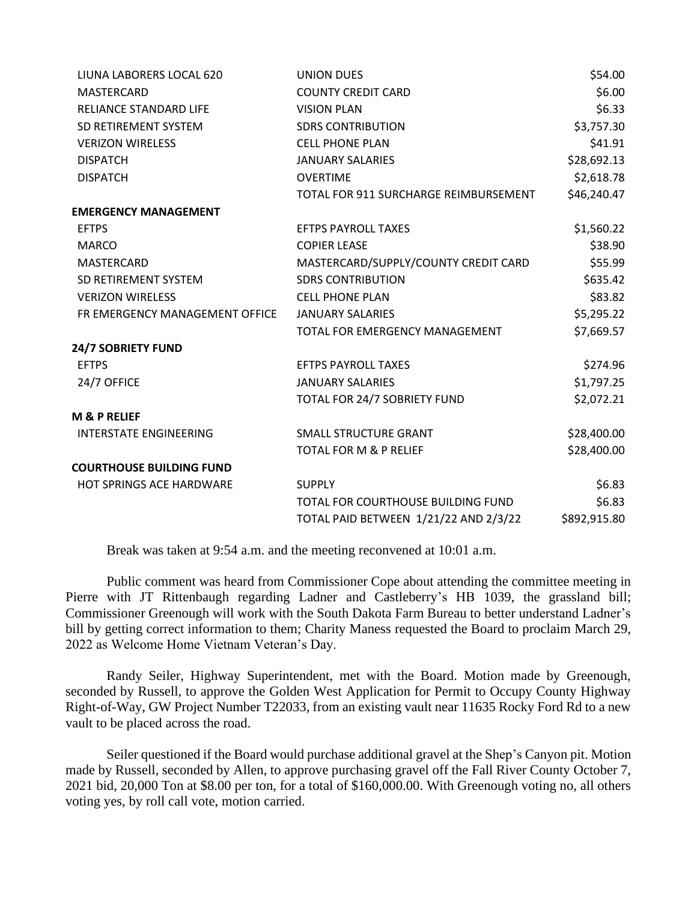| | | |
|---|---|---|
| LIUNA LABORERS LOCAL 620 | UNION DUES | $54.00 |
| MASTERCARD | COUNTY CREDIT CARD | $6.00 |
| RELIANCE STANDARD LIFE | VISION PLAN | $6.33 |
| SD RETIREMENT SYSTEM | SDRS CONTRIBUTION | $3,757.30 |
| VERIZON WIRELESS | CELL PHONE PLAN | $41.91 |
| DISPATCH | JANUARY SALARIES | $28,692.13 |
| DISPATCH | OVERTIME | $2,618.78 |
| | TOTAL FOR 911 SURCHARGE REIMBURSEMENT | $46,240.47 |
| **EMERGENCY MANAGEMENT** | | |
| EFTPS | EFTPS PAYROLL TAXES | $1,560.22 |
| MARCO | COPIER LEASE | $38.90 |
| MASTERCARD | MASTERCARD/SUPPLY/COUNTY CREDIT CARD | $55.99 |
| SD RETIREMENT SYSTEM | SDRS CONTRIBUTION | $635.42 |
| VERIZON WIRELESS | CELL PHONE PLAN | $83.82 |
| FR EMERGENCY MANAGEMENT OFFICE | JANUARY SALARIES | $5,295.22 |
| | TOTAL FOR EMERGENCY MANAGEMENT | $7,669.57 |
| **24/7 SOBRIETY FUND** | | |
| EFTPS | EFTPS PAYROLL TAXES | $274.96 |
| 24/7 OFFICE | JANUARY SALARIES | $1,797.25 |
| | TOTAL FOR 24/7 SOBRIETY FUND | $2,072.21 |
| **M & P RELIEF** | | |
| INTERSTATE ENGINEERING | SMALL STRUCTURE GRANT | $28,400.00 |
| | TOTAL FOR M & P RELIEF | $28,400.00 |
| **COURTHOUSE BUILDING FUND** | | |
| HOT SPRINGS ACE HARDWARE | SUPPLY | $6.83 |
| | TOTAL FOR COURTHOUSE BUILDING FUND | $6.83 |
| | TOTAL PAID BETWEEN 1/21/22 AND 2/3/22 | $892,915.80 |

Break was taken at 9:54 a.m. and the meeting reconvened at 10:01 a.m.

Public comment was heard from Commissioner Cope about attending the committee meeting in Pierre with JT Rittenbaugh regarding Ladner and Castleberry's HB 1039, the grassland bill; Commissioner Greenough will work with the South Dakota Farm Bureau to better understand Ladner's bill by getting correct information to them; Charity Maness requested the Board to proclaim March 29, 2022 as Welcome Home Vietnam Veteran's Day.

Randy Seiler, Highway Superintendent, met with the Board. Motion made by Greenough, seconded by Russell, to approve the Golden West Application for Permit to Occupy County Highway Right-of-Way, GW Project Number T22033, from an existing vault near 11635 Rocky Ford Rd to a new vault to be placed across the road.

Seiler questioned if the Board would purchase additional gravel at the Shep's Canyon pit. Motion made by Russell, seconded by Allen, to approve purchasing gravel off the Fall River County October 7, 2021 bid, 20,000 Ton at $8.00 per ton, for a total of $160,000.00. With Greenough voting no, all others voting yes, by roll call vote, motion carried.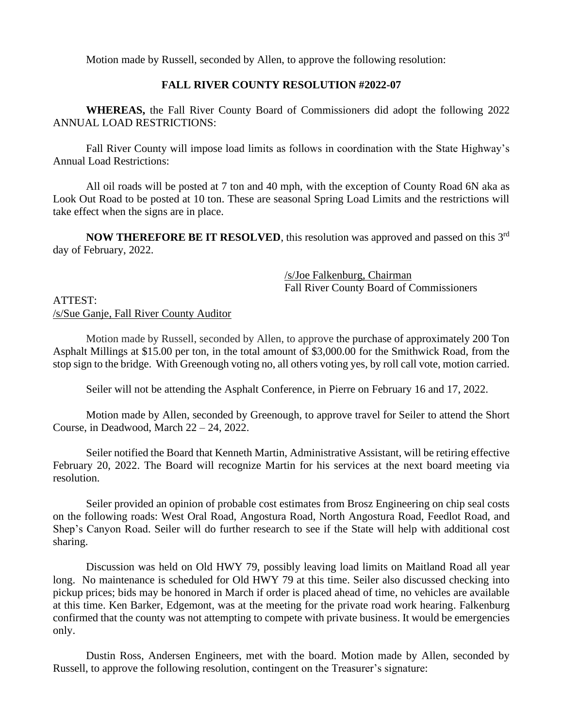Motion made by Russell, seconded by Allen, to approve the following resolution:

**FALL RIVER COUNTY RESOLUTION #2022-07**

**WHEREAS,** the Fall River County Board of Commissioners did adopt the following 2022 ANNUAL LOAD RESTRICTIONS:

Fall River County will impose load limits as follows in coordination with the State Highway's Annual Load Restrictions:

All oil roads will be posted at 7 ton and 40 mph, with the exception of County Road 6N aka as Look Out Road to be posted at 10 ton. These are seasonal Spring Load Limits and the restrictions will take effect when the signs are in place.

**NOW THEREFORE BE IT RESOLVED**, this resolution was approved and passed on this 3rd day of February, 2022.

/s/Joe Falkenburg, Chairman
Fall River County Board of Commissioners

ATTEST:
/s/Sue Ganje, Fall River County Auditor

Motion made by Russell, seconded by Allen, to approve the purchase of approximately 200 Ton Asphalt Millings at $15.00 per ton, in the total amount of $3,000.00 for the Smithwick Road, from the stop sign to the bridge. With Greenough voting no, all others voting yes, by roll call vote, motion carried.

Seiler will not be attending the Asphalt Conference, in Pierre on February 16 and 17, 2022.

Motion made by Allen, seconded by Greenough, to approve travel for Seiler to attend the Short Course, in Deadwood, March 22 – 24, 2022.

Seiler notified the Board that Kenneth Martin, Administrative Assistant, will be retiring effective February 20, 2022. The Board will recognize Martin for his services at the next board meeting via resolution.

Seiler provided an opinion of probable cost estimates from Brosz Engineering on chip seal costs on the following roads: West Oral Road, Angostura Road, North Angostura Road, Feedlot Road, and Shep's Canyon Road. Seiler will do further research to see if the State will help with additional cost sharing.

Discussion was held on Old HWY 79, possibly leaving load limits on Maitland Road all year long. No maintenance is scheduled for Old HWY 79 at this time. Seiler also discussed checking into pickup prices; bids may be honored in March if order is placed ahead of time, no vehicles are available at this time. Ken Barker, Edgemont, was at the meeting for the private road work hearing. Falkenburg confirmed that the county was not attempting to compete with private business. It would be emergencies only.

Dustin Ross, Andersen Engineers, met with the board. Motion made by Allen, seconded by Russell, to approve the following resolution, contingent on the Treasurer's signature: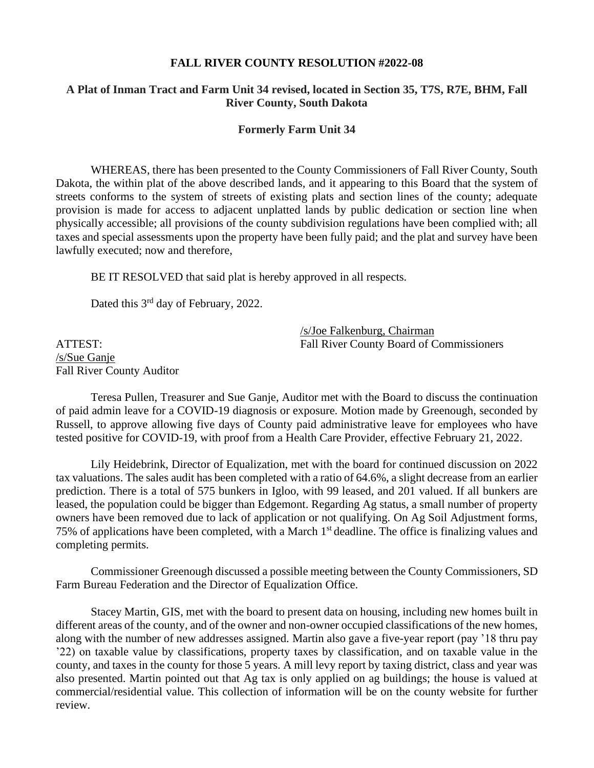**FALL RIVER COUNTY RESOLUTION #2022-08**

**A Plat of Inman Tract and Farm Unit 34 revised, located in Section 35, T7S, R7E, BHM, Fall River County, South Dakota**

**Formerly Farm Unit 34**

WHEREAS, there has been presented to the County Commissioners of Fall River County, South Dakota, the within plat of the above described lands, and it appearing to this Board that the system of streets conforms to the system of streets of existing plats and section lines of the county; adequate provision is made for access to adjacent unplatted lands by public dedication or section line when physically accessible; all provisions of the county subdivision regulations have been complied with; all taxes and special assessments upon the property have been fully paid; and the plat and survey have been lawfully executed; now and therefore,

BE IT RESOLVED that said plat is hereby approved in all respects.

Dated this 3rd day of February, 2022.

/s/Joe Falkenburg, Chairman
Fall River County Board of Commissioners

ATTEST:
/s/Sue Ganje
Fall River County Auditor

Teresa Pullen, Treasurer and Sue Ganje, Auditor met with the Board to discuss the continuation of paid admin leave for a COVID-19 diagnosis or exposure. Motion made by Greenough, seconded by Russell, to approve allowing five days of County paid administrative leave for employees who have tested positive for COVID-19, with proof from a Health Care Provider, effective February 21, 2022.

Lily Heidebrink, Director of Equalization, met with the board for continued discussion on 2022 tax valuations. The sales audit has been completed with a ratio of 64.6%, a slight decrease from an earlier prediction. There is a total of 575 bunkers in Igloo, with 99 leased, and 201 valued. If all bunkers are leased, the population could be bigger than Edgemont. Regarding Ag status, a small number of property owners have been removed due to lack of application or not qualifying. On Ag Soil Adjustment forms, 75% of applications have been completed, with a March 1st deadline. The office is finalizing values and completing permits.

Commissioner Greenough discussed a possible meeting between the County Commissioners, SD Farm Bureau Federation and the Director of Equalization Office.

Stacey Martin, GIS, met with the board to present data on housing, including new homes built in different areas of the county, and of the owner and non-owner occupied classifications of the new homes, along with the number of new addresses assigned. Martin also gave a five-year report (pay '18 thru pay '22) on taxable value by classifications, property taxes by classification, and on taxable value in the county, and taxes in the county for those 5 years. A mill levy report by taxing district, class and year was also presented. Martin pointed out that Ag tax is only applied on ag buildings; the house is valued at commercial/residential value. This collection of information will be on the county website for further review.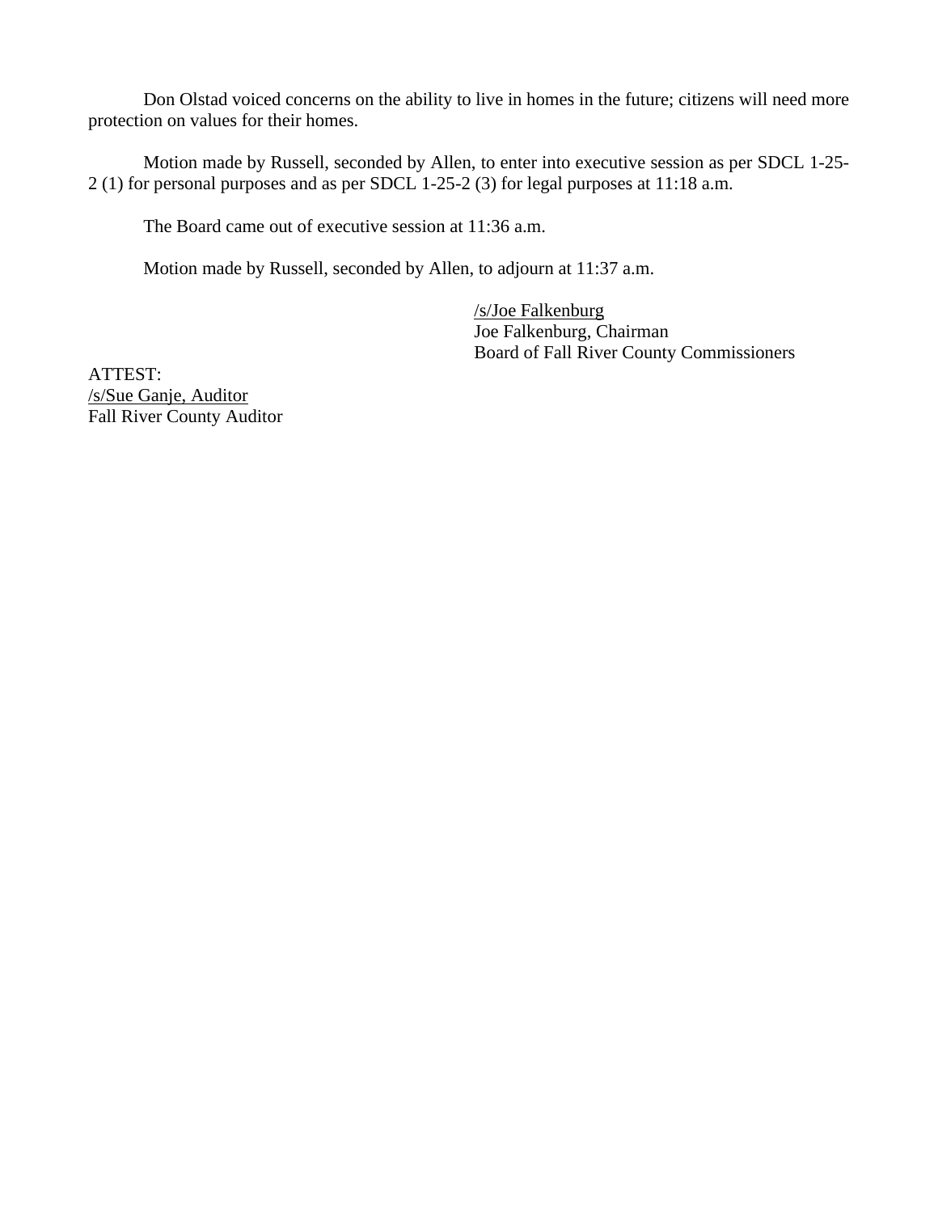Don Olstad voiced concerns on the ability to live in homes in the future; citizens will need more protection on values for their homes.

Motion made by Russell, seconded by Allen, to enter into executive session as per SDCL 1-25-2 (1) for personal purposes and as per SDCL 1-25-2 (3) for legal purposes at 11:18 a.m.

The Board came out of executive session at 11:36 a.m.

Motion made by Russell, seconded by Allen, to adjourn at 11:37 a.m.

/s/Joe Falkenburg
Joe Falkenburg, Chairman
Board of Fall River County Commissioners

ATTEST:
/s/Sue Ganje, Auditor
Fall River County Auditor